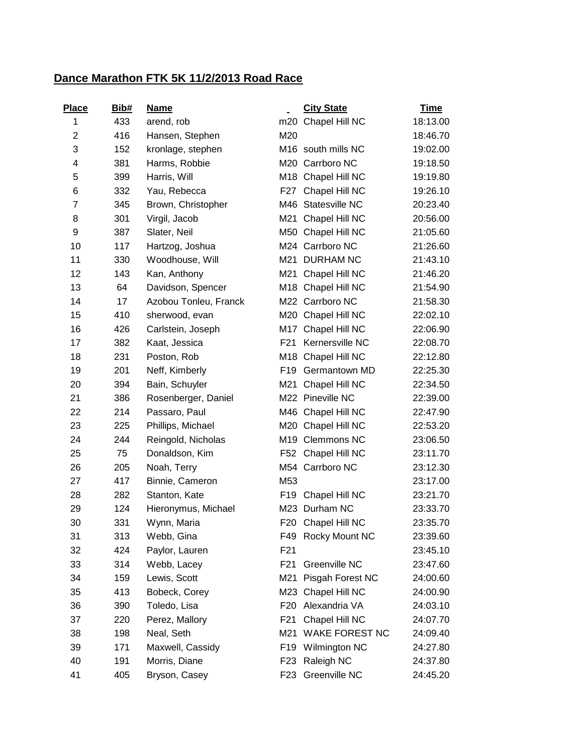## Dance Marathon FTK 5K 11/2/2013 Road Race

| Place | Bib# | Name | | City State | Time |
|---|---|---|---|---|---|
| 1 | 433 | arend, rob | m20 | Chapel Hill NC | 18:13.00 |
| 2 | 416 | Hansen, Stephen | M20 | | 18:46.70 |
| 3 | 152 | kronlage, stephen | M16 | south mills NC | 19:02.00 |
| 4 | 381 | Harms, Robbie | M20 | Carrboro NC | 19:18.50 |
| 5 | 399 | Harris, Will | M18 | Chapel Hill NC | 19:19.80 |
| 6 | 332 | Yau, Rebecca | F27 | Chapel Hill NC | 19:26.10 |
| 7 | 345 | Brown, Christopher | M46 | Statesville NC | 20:23.40 |
| 8 | 301 | Virgil, Jacob | M21 | Chapel Hill NC | 20:56.00 |
| 9 | 387 | Slater, Neil | M50 | Chapel Hill NC | 21:05.60 |
| 10 | 117 | Hartzog, Joshua | M24 | Carrboro NC | 21:26.60 |
| 11 | 330 | Woodhouse, Will | M21 | DURHAM NC | 21:43.10 |
| 12 | 143 | Kan, Anthony | M21 | Chapel Hill NC | 21:46.20 |
| 13 | 64 | Davidson, Spencer | M18 | Chapel Hill NC | 21:54.90 |
| 14 | 17 | Azobou Tonleu, Franck | M22 | Carrboro NC | 21:58.30 |
| 15 | 410 | sherwood, evan | M20 | Chapel Hill NC | 22:02.10 |
| 16 | 426 | Carlstein, Joseph | M17 | Chapel Hill NC | 22:06.90 |
| 17 | 382 | Kaat, Jessica | F21 | Kernersville NC | 22:08.70 |
| 18 | 231 | Poston, Rob | M18 | Chapel Hill NC | 22:12.80 |
| 19 | 201 | Neff, Kimberly | F19 | Germantown MD | 22:25.30 |
| 20 | 394 | Bain, Schuyler | M21 | Chapel Hill NC | 22:34.50 |
| 21 | 386 | Rosenberger, Daniel | M22 | Pineville NC | 22:39.00 |
| 22 | 214 | Passaro, Paul | M46 | Chapel Hill NC | 22:47.90 |
| 23 | 225 | Phillips, Michael | M20 | Chapel Hill NC | 22:53.20 |
| 24 | 244 | Reingold, Nicholas | M19 | Clemmons NC | 23:06.50 |
| 25 | 75 | Donaldson, Kim | F52 | Chapel Hill NC | 23:11.70 |
| 26 | 205 | Noah, Terry | M54 | Carrboro NC | 23:12.30 |
| 27 | 417 | Binnie, Cameron | M53 | | 23:17.00 |
| 28 | 282 | Stanton, Kate | F19 | Chapel Hill NC | 23:21.70 |
| 29 | 124 | Hieronymus, Michael | M23 | Durham NC | 23:33.70 |
| 30 | 331 | Wynn, Maria | F20 | Chapel Hill NC | 23:35.70 |
| 31 | 313 | Webb, Gina | F49 | Rocky Mount NC | 23:39.60 |
| 32 | 424 | Paylor, Lauren | F21 | | 23:45.10 |
| 33 | 314 | Webb, Lacey | F21 | Greenville NC | 23:47.60 |
| 34 | 159 | Lewis, Scott | M21 | Pisgah Forest NC | 24:00.60 |
| 35 | 413 | Bobeck, Corey | M23 | Chapel Hill NC | 24:00.90 |
| 36 | 390 | Toledo, Lisa | F20 | Alexandria VA | 24:03.10 |
| 37 | 220 | Perez, Mallory | F21 | Chapel Hill NC | 24:07.70 |
| 38 | 198 | Neal, Seth | M21 | WAKE FOREST NC | 24:09.40 |
| 39 | 171 | Maxwell, Cassidy | F19 | Wilmington NC | 24:27.80 |
| 40 | 191 | Morris, Diane | F23 | Raleigh NC | 24:37.80 |
| 41 | 405 | Bryson, Casey | F23 | Greenville NC | 24:45.20 |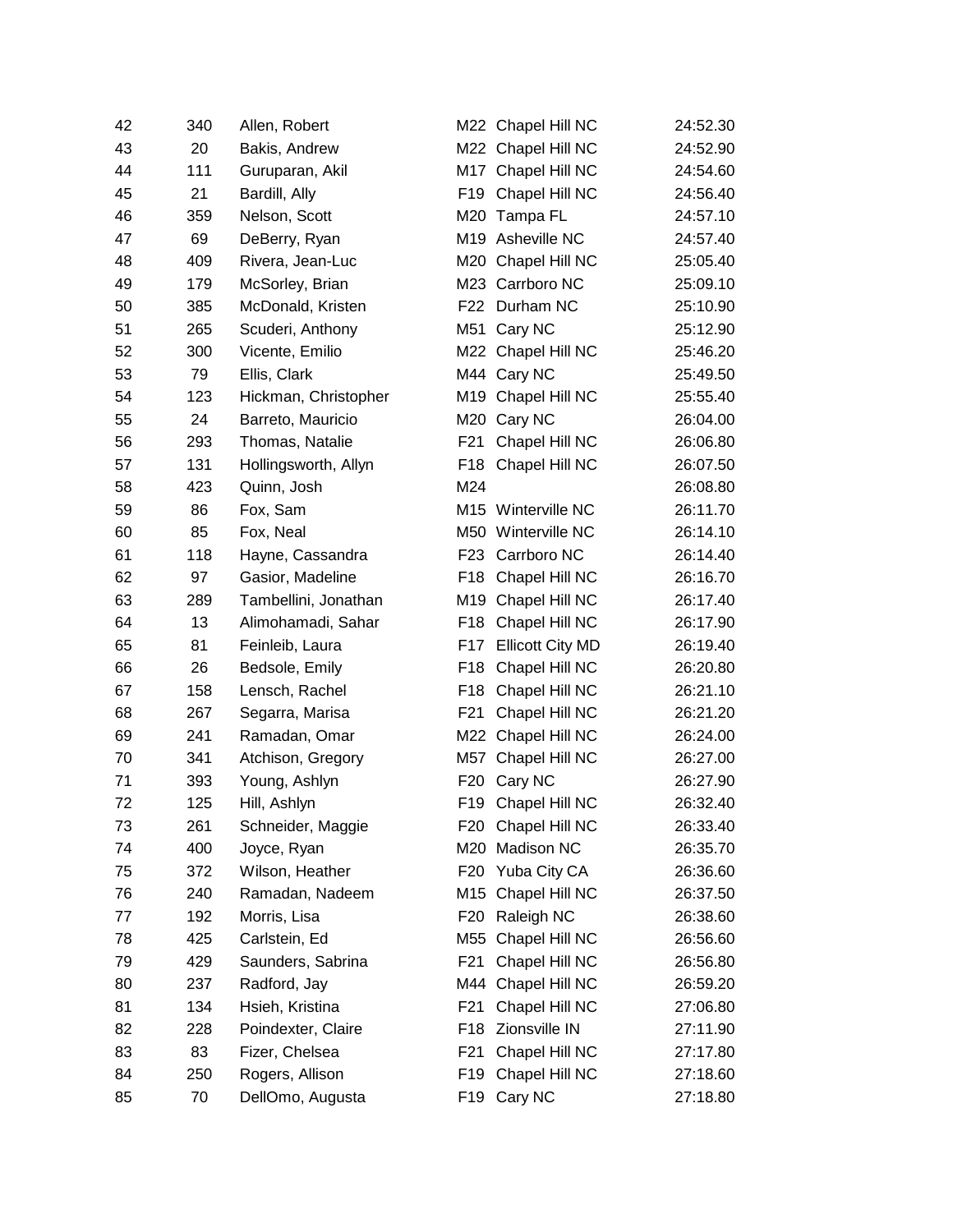| | | | | | |
|---|---|---|---|---|---|
| 42 | 340 | Allen, Robert | M22 | Chapel Hill NC | 24:52.30 |
| 43 | 20 | Bakis, Andrew | M22 | Chapel Hill NC | 24:52.90 |
| 44 | 111 | Guruparan, Akil | M17 | Chapel Hill NC | 24:54.60 |
| 45 | 21 | Bardill, Ally | F19 | Chapel Hill NC | 24:56.40 |
| 46 | 359 | Nelson, Scott | M20 | Tampa FL | 24:57.10 |
| 47 | 69 | DeBerry, Ryan | M19 | Asheville NC | 24:57.40 |
| 48 | 409 | Rivera, Jean-Luc | M20 | Chapel Hill NC | 25:05.40 |
| 49 | 179 | McSorley, Brian | M23 | Carrboro NC | 25:09.10 |
| 50 | 385 | McDonald, Kristen | F22 | Durham NC | 25:10.90 |
| 51 | 265 | Scuderi, Anthony | M51 | Cary NC | 25:12.90 |
| 52 | 300 | Vicente, Emilio | M22 | Chapel Hill NC | 25:46.20 |
| 53 | 79 | Ellis, Clark | M44 | Cary NC | 25:49.50 |
| 54 | 123 | Hickman, Christopher | M19 | Chapel Hill NC | 25:55.40 |
| 55 | 24 | Barreto, Mauricio | M20 | Cary NC | 26:04.00 |
| 56 | 293 | Thomas, Natalie | F21 | Chapel Hill NC | 26:06.80 |
| 57 | 131 | Hollingsworth, Allyn | F18 | Chapel Hill NC | 26:07.50 |
| 58 | 423 | Quinn, Josh | M24 | | 26:08.80 |
| 59 | 86 | Fox, Sam | M15 | Winterville NC | 26:11.70 |
| 60 | 85 | Fox, Neal | M50 | Winterville NC | 26:14.10 |
| 61 | 118 | Hayne, Cassandra | F23 | Carrboro NC | 26:14.40 |
| 62 | 97 | Gasior, Madeline | F18 | Chapel Hill NC | 26:16.70 |
| 63 | 289 | Tambellini, Jonathan | M19 | Chapel Hill NC | 26:17.40 |
| 64 | 13 | Alimohamadi, Sahar | F18 | Chapel Hill NC | 26:17.90 |
| 65 | 81 | Feinleib, Laura | F17 | Ellicott City MD | 26:19.40 |
| 66 | 26 | Bedsole, Emily | F18 | Chapel Hill NC | 26:20.80 |
| 67 | 158 | Lensch, Rachel | F18 | Chapel Hill NC | 26:21.10 |
| 68 | 267 | Segarra, Marisa | F21 | Chapel Hill NC | 26:21.20 |
| 69 | 241 | Ramadan, Omar | M22 | Chapel Hill NC | 26:24.00 |
| 70 | 341 | Atchison, Gregory | M57 | Chapel Hill NC | 26:27.00 |
| 71 | 393 | Young, Ashlyn | F20 | Cary NC | 26:27.90 |
| 72 | 125 | Hill, Ashlyn | F19 | Chapel Hill NC | 26:32.40 |
| 73 | 261 | Schneider, Maggie | F20 | Chapel Hill NC | 26:33.40 |
| 74 | 400 | Joyce, Ryan | M20 | Madison NC | 26:35.70 |
| 75 | 372 | Wilson, Heather | F20 | Yuba City CA | 26:36.60 |
| 76 | 240 | Ramadan, Nadeem | M15 | Chapel Hill NC | 26:37.50 |
| 77 | 192 | Morris, Lisa | F20 | Raleigh NC | 26:38.60 |
| 78 | 425 | Carlstein, Ed | M55 | Chapel Hill NC | 26:56.60 |
| 79 | 429 | Saunders, Sabrina | F21 | Chapel Hill NC | 26:56.80 |
| 80 | 237 | Radford, Jay | M44 | Chapel Hill NC | 26:59.20 |
| 81 | 134 | Hsieh, Kristina | F21 | Chapel Hill NC | 27:06.80 |
| 82 | 228 | Poindexter, Claire | F18 | Zionsville IN | 27:11.90 |
| 83 | 83 | Fizer, Chelsea | F21 | Chapel Hill NC | 27:17.80 |
| 84 | 250 | Rogers, Allison | F19 | Chapel Hill NC | 27:18.60 |
| 85 | 70 | DellOmo, Augusta | F19 | Cary NC | 27:18.80 |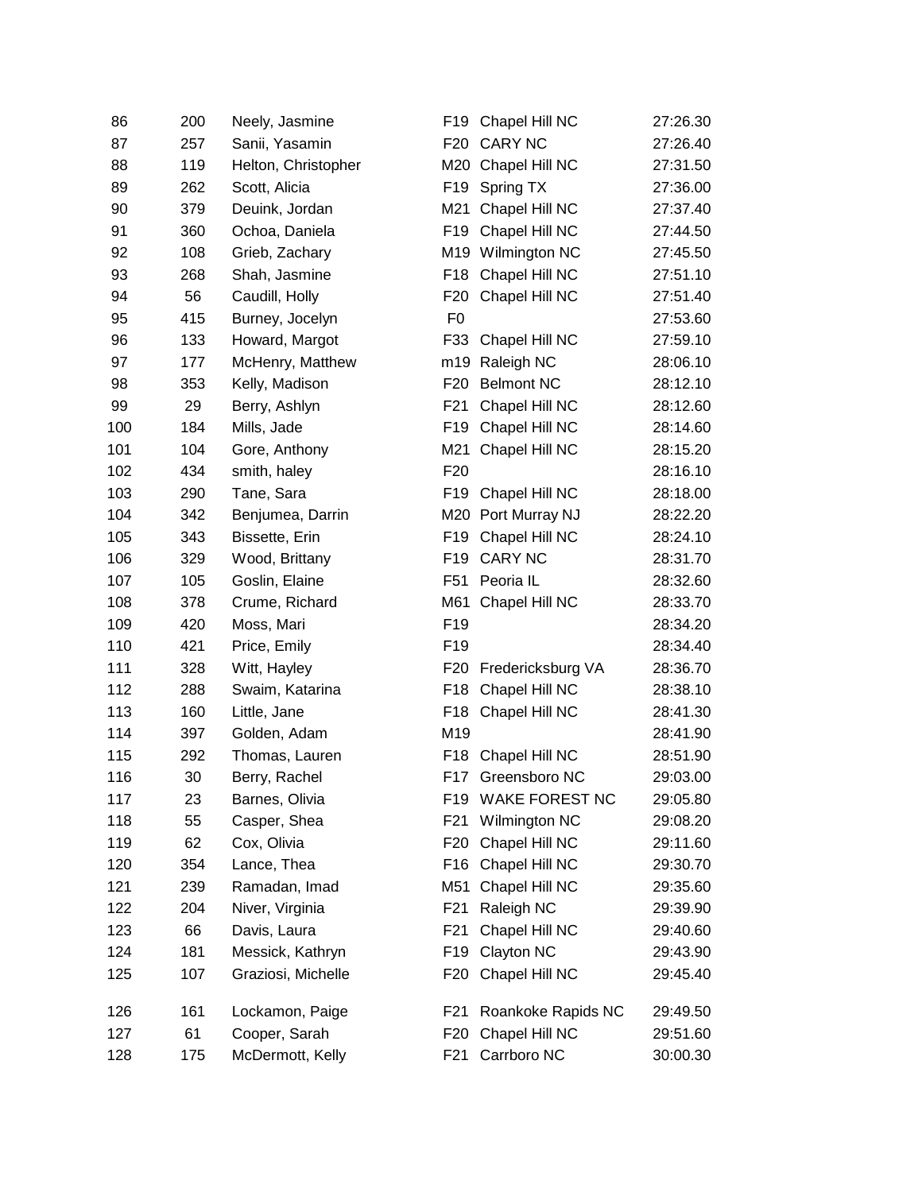| | | | | | |
|---|---|---|---|---|---|
| 86 | 200 | Neely, Jasmine | F19 | Chapel Hill NC | 27:26.30 |
| 87 | 257 | Sanii, Yasamin | F20 | CARY NC | 27:26.40 |
| 88 | 119 | Helton, Christopher | M20 | Chapel Hill NC | 27:31.50 |
| 89 | 262 | Scott, Alicia | F19 | Spring TX | 27:36.00 |
| 90 | 379 | Deuink, Jordan | M21 | Chapel Hill NC | 27:37.40 |
| 91 | 360 | Ochoa, Daniela | F19 | Chapel Hill NC | 27:44.50 |
| 92 | 108 | Grieb, Zachary | M19 | Wilmington NC | 27:45.50 |
| 93 | 268 | Shah, Jasmine | F18 | Chapel Hill NC | 27:51.10 |
| 94 | 56 | Caudill, Holly | F20 | Chapel Hill NC | 27:51.40 |
| 95 | 415 | Burney, Jocelyn | F0 | | 27:53.60 |
| 96 | 133 | Howard, Margot | F33 | Chapel Hill NC | 27:59.10 |
| 97 | 177 | McHenry, Matthew | m19 | Raleigh NC | 28:06.10 |
| 98 | 353 | Kelly, Madison | F20 | Belmont NC | 28:12.10 |
| 99 | 29 | Berry, Ashlyn | F21 | Chapel Hill NC | 28:12.60 |
| 100 | 184 | Mills, Jade | F19 | Chapel Hill NC | 28:14.60 |
| 101 | 104 | Gore, Anthony | M21 | Chapel Hill NC | 28:15.20 |
| 102 | 434 | smith, haley | F20 | | 28:16.10 |
| 103 | 290 | Tane, Sara | F19 | Chapel Hill NC | 28:18.00 |
| 104 | 342 | Benjumea, Darrin | M20 | Port Murray NJ | 28:22.20 |
| 105 | 343 | Bissette, Erin | F19 | Chapel Hill NC | 28:24.10 |
| 106 | 329 | Wood, Brittany | F19 | CARY NC | 28:31.70 |
| 107 | 105 | Goslin, Elaine | F51 | Peoria IL | 28:32.60 |
| 108 | 378 | Crume, Richard | M61 | Chapel Hill NC | 28:33.70 |
| 109 | 420 | Moss, Mari | F19 | | 28:34.20 |
| 110 | 421 | Price, Emily | F19 | | 28:34.40 |
| 111 | 328 | Witt, Hayley | F20 | Fredericksburg VA | 28:36.70 |
| 112 | 288 | Swaim, Katarina | F18 | Chapel Hill NC | 28:38.10 |
| 113 | 160 | Little, Jane | F18 | Chapel Hill NC | 28:41.30 |
| 114 | 397 | Golden, Adam | M19 | | 28:41.90 |
| 115 | 292 | Thomas, Lauren | F18 | Chapel Hill NC | 28:51.90 |
| 116 | 30 | Berry, Rachel | F17 | Greensboro NC | 29:03.00 |
| 117 | 23 | Barnes, Olivia | F19 | WAKE FOREST NC | 29:05.80 |
| 118 | 55 | Casper, Shea | F21 | Wilmington NC | 29:08.20 |
| 119 | 62 | Cox, Olivia | F20 | Chapel Hill NC | 29:11.60 |
| 120 | 354 | Lance, Thea | F16 | Chapel Hill NC | 29:30.70 |
| 121 | 239 | Ramadan, Imad | M51 | Chapel Hill NC | 29:35.60 |
| 122 | 204 | Niver, Virginia | F21 | Raleigh NC | 29:39.90 |
| 123 | 66 | Davis, Laura | F21 | Chapel Hill NC | 29:40.60 |
| 124 | 181 | Messick, Kathryn | F19 | Clayton NC | 29:43.90 |
| 125 | 107 | Graziosi, Michelle | F20 | Chapel Hill NC | 29:45.40 |
| 126 | 161 | Lockamon, Paige | F21 | Roankoke Rapids NC | 29:49.50 |
| 127 | 61 | Cooper, Sarah | F20 | Chapel Hill NC | 29:51.60 |
| 128 | 175 | McDermott, Kelly | F21 | Carrboro NC | 30:00.30 |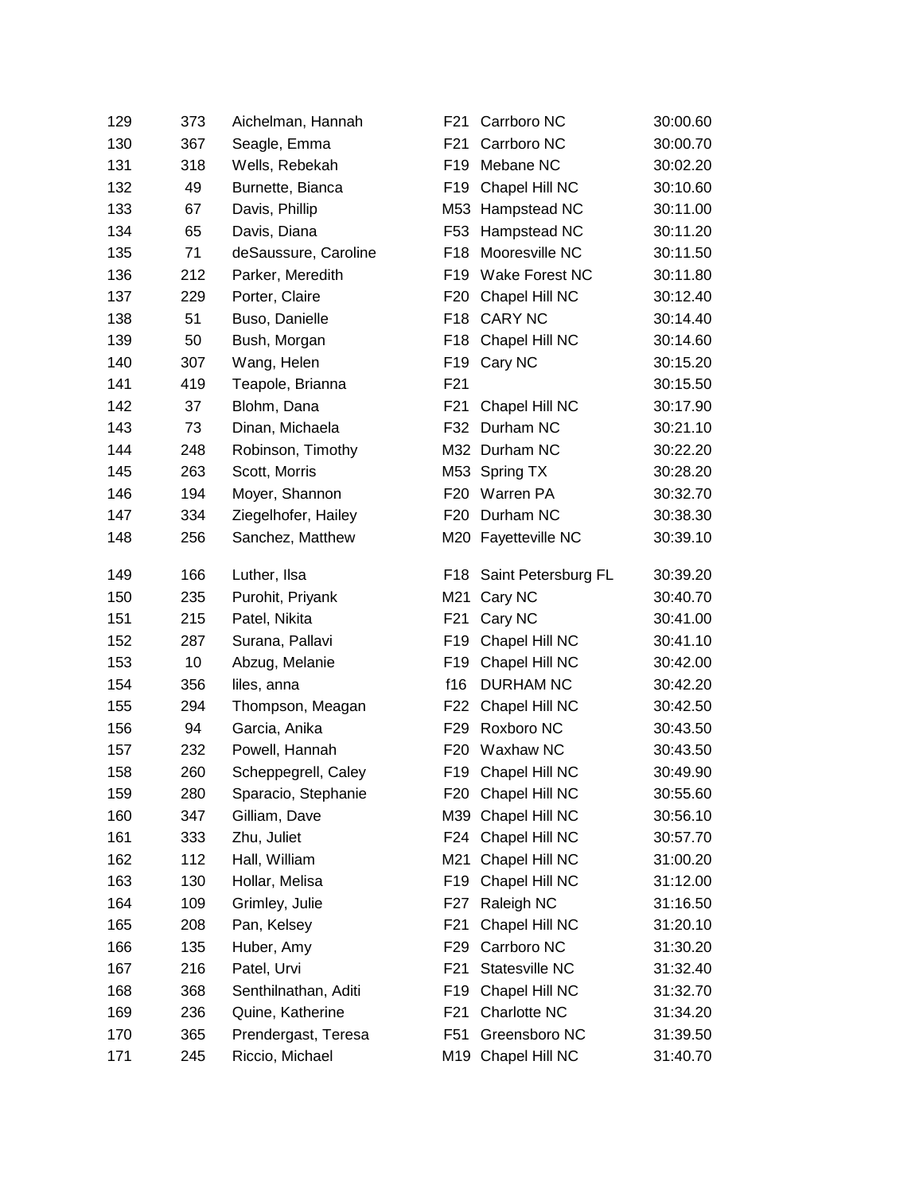| | | | | | |
|---|---|---|---|---|---|
| 129 | 373 | Aichelman, Hannah | F21 | Carrboro NC | 30:00.60 |
| 130 | 367 | Seagle, Emma | F21 | Carrboro NC | 30:00.70 |
| 131 | 318 | Wells, Rebekah | F19 | Mebane NC | 30:02.20 |
| 132 | 49 | Burnette, Bianca | F19 | Chapel Hill NC | 30:10.60 |
| 133 | 67 | Davis, Phillip | M53 | Hampstead NC | 30:11.00 |
| 134 | 65 | Davis, Diana | F53 | Hampstead NC | 30:11.20 |
| 135 | 71 | deSaussure, Caroline | F18 | Mooresville NC | 30:11.50 |
| 136 | 212 | Parker, Meredith | F19 | Wake Forest NC | 30:11.80 |
| 137 | 229 | Porter, Claire | F20 | Chapel Hill NC | 30:12.40 |
| 138 | 51 | Buso, Danielle | F18 | CARY NC | 30:14.40 |
| 139 | 50 | Bush, Morgan | F18 | Chapel Hill NC | 30:14.60 |
| 140 | 307 | Wang, Helen | F19 | Cary NC | 30:15.20 |
| 141 | 419 | Teapole, Brianna | F21 | | 30:15.50 |
| 142 | 37 | Blohm, Dana | F21 | Chapel Hill NC | 30:17.90 |
| 143 | 73 | Dinan, Michaela | F32 | Durham NC | 30:21.10 |
| 144 | 248 | Robinson, Timothy | M32 | Durham NC | 30:22.20 |
| 145 | 263 | Scott, Morris | M53 | Spring TX | 30:28.20 |
| 146 | 194 | Moyer, Shannon | F20 | Warren PA | 30:32.70 |
| 147 | 334 | Ziegelhofer, Hailey | F20 | Durham NC | 30:38.30 |
| 148 | 256 | Sanchez, Matthew | M20 | Fayetteville NC | 30:39.10 |
| 149 | 166 | Luther, Ilsa | F18 | Saint Petersburg FL | 30:39.20 |
| 150 | 235 | Purohit, Priyank | M21 | Cary NC | 30:40.70 |
| 151 | 215 | Patel, Nikita | F21 | Cary NC | 30:41.00 |
| 152 | 287 | Surana, Pallavi | F19 | Chapel Hill NC | 30:41.10 |
| 153 | 10 | Abzug, Melanie | F19 | Chapel Hill NC | 30:42.00 |
| 154 | 356 | liles, anna | f16 | DURHAM NC | 30:42.20 |
| 155 | 294 | Thompson, Meagan | F22 | Chapel Hill NC | 30:42.50 |
| 156 | 94 | Garcia, Anika | F29 | Roxboro NC | 30:43.50 |
| 157 | 232 | Powell, Hannah | F20 | Waxhaw NC | 30:43.50 |
| 158 | 260 | Scheppegrell, Caley | F19 | Chapel Hill NC | 30:49.90 |
| 159 | 280 | Sparacio, Stephanie | F20 | Chapel Hill NC | 30:55.60 |
| 160 | 347 | Gilliam, Dave | M39 | Chapel Hill NC | 30:56.10 |
| 161 | 333 | Zhu, Juliet | F24 | Chapel Hill NC | 30:57.70 |
| 162 | 112 | Hall, William | M21 | Chapel Hill NC | 31:00.20 |
| 163 | 130 | Hollar, Melisa | F19 | Chapel Hill NC | 31:12.00 |
| 164 | 109 | Grimley, Julie | F27 | Raleigh NC | 31:16.50 |
| 165 | 208 | Pan, Kelsey | F21 | Chapel Hill NC | 31:20.10 |
| 166 | 135 | Huber, Amy | F29 | Carrboro NC | 31:30.20 |
| 167 | 216 | Patel, Urvi | F21 | Statesville NC | 31:32.40 |
| 168 | 368 | Senthilnathan, Aditi | F19 | Chapel Hill NC | 31:32.70 |
| 169 | 236 | Quine, Katherine | F21 | Charlotte NC | 31:34.20 |
| 170 | 365 | Prendergast, Teresa | F51 | Greensboro NC | 31:39.50 |
| 171 | 245 | Riccio, Michael | M19 | Chapel Hill NC | 31:40.70 |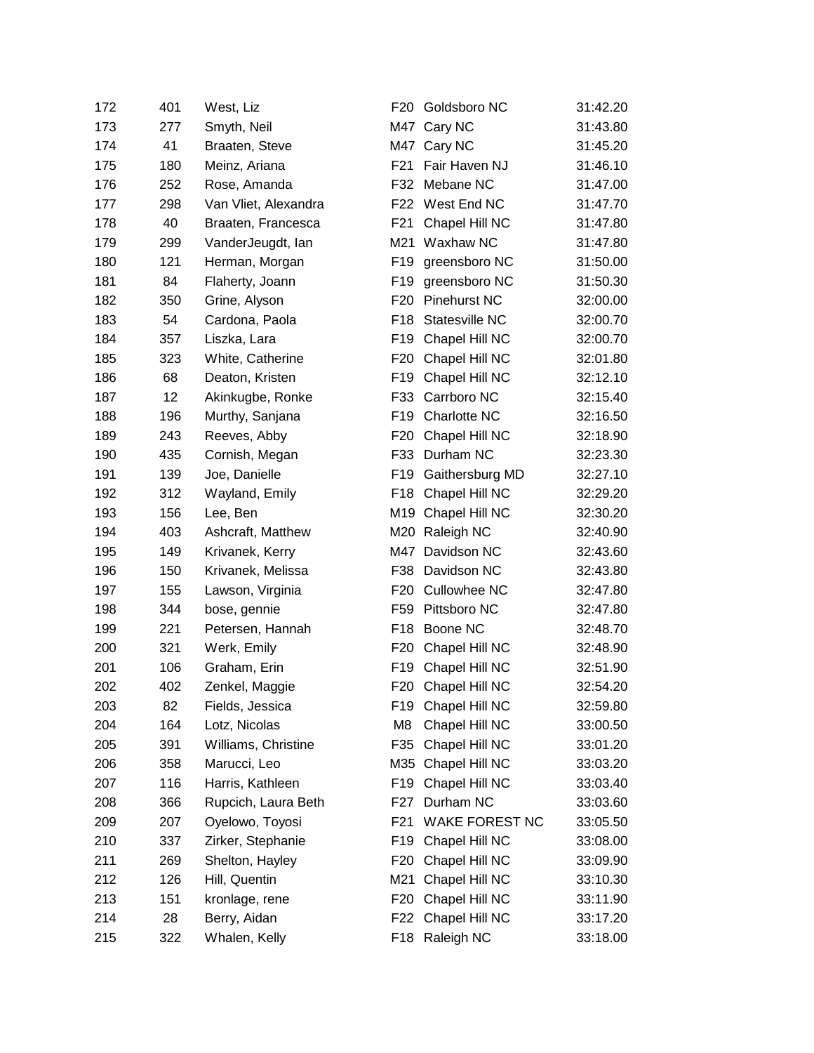| | | | | | |
|---|---|---|---|---|---|
| 172 | 401 | West, Liz | F20 | Goldsboro NC | 31:42.20 |
| 173 | 277 | Smyth, Neil | M47 | Cary NC | 31:43.80 |
| 174 | 41 | Braaten, Steve | M47 | Cary NC | 31:45.20 |
| 175 | 180 | Meinz, Ariana | F21 | Fair Haven NJ | 31:46.10 |
| 176 | 252 | Rose, Amanda | F32 | Mebane NC | 31:47.00 |
| 177 | 298 | Van Vliet, Alexandra | F22 | West End NC | 31:47.70 |
| 178 | 40 | Braaten, Francesca | F21 | Chapel Hill NC | 31:47.80 |
| 179 | 299 | VanderJeugdt, Ian | M21 | Waxhaw NC | 31:47.80 |
| 180 | 121 | Herman, Morgan | F19 | greensboro NC | 31:50.00 |
| 181 | 84 | Flaherty, Joann | F19 | greensboro NC | 31:50.30 |
| 182 | 350 | Grine, Alyson | F20 | Pinehurst NC | 32:00.00 |
| 183 | 54 | Cardona, Paola | F18 | Statesville NC | 32:00.70 |
| 184 | 357 | Liszka, Lara | F19 | Chapel Hill NC | 32:00.70 |
| 185 | 323 | White, Catherine | F20 | Chapel Hill NC | 32:01.80 |
| 186 | 68 | Deaton, Kristen | F19 | Chapel Hill NC | 32:12.10 |
| 187 | 12 | Akinkugbe, Ronke | F33 | Carrboro NC | 32:15.40 |
| 188 | 196 | Murthy, Sanjana | F19 | Charlotte NC | 32:16.50 |
| 189 | 243 | Reeves, Abby | F20 | Chapel Hill NC | 32:18.90 |
| 190 | 435 | Cornish, Megan | F33 | Durham NC | 32:23.30 |
| 191 | 139 | Joe, Danielle | F19 | Gaithersburg MD | 32:27.10 |
| 192 | 312 | Wayland, Emily | F18 | Chapel Hill NC | 32:29.20 |
| 193 | 156 | Lee, Ben | M19 | Chapel Hill NC | 32:30.20 |
| 194 | 403 | Ashcraft, Matthew | M20 | Raleigh NC | 32:40.90 |
| 195 | 149 | Krivanek, Kerry | M47 | Davidson NC | 32:43.60 |
| 196 | 150 | Krivanek, Melissa | F38 | Davidson NC | 32:43.80 |
| 197 | 155 | Lawson, Virginia | F20 | Cullowhee NC | 32:47.80 |
| 198 | 344 | bose, gennie | F59 | Pittsboro NC | 32:47.80 |
| 199 | 221 | Petersen, Hannah | F18 | Boone NC | 32:48.70 |
| 200 | 321 | Werk, Emily | F20 | Chapel Hill NC | 32:48.90 |
| 201 | 106 | Graham, Erin | F19 | Chapel Hill NC | 32:51.90 |
| 202 | 402 | Zenkel, Maggie | F20 | Chapel Hill NC | 32:54.20 |
| 203 | 82 | Fields, Jessica | F19 | Chapel Hill NC | 32:59.80 |
| 204 | 164 | Lotz, Nicolas | M8 | Chapel Hill NC | 33:00.50 |
| 205 | 391 | Williams, Christine | F35 | Chapel Hill NC | 33:01.20 |
| 206 | 358 | Marucci, Leo | M35 | Chapel Hill NC | 33:03.20 |
| 207 | 116 | Harris, Kathleen | F19 | Chapel Hill NC | 33:03.40 |
| 208 | 366 | Rupcich, Laura Beth | F27 | Durham NC | 33:03.60 |
| 209 | 207 | Oyelowo, Toyosi | F21 | WAKE FOREST NC | 33:05.50 |
| 210 | 337 | Zirker, Stephanie | F19 | Chapel Hill NC | 33:08.00 |
| 211 | 269 | Shelton, Hayley | F20 | Chapel Hill NC | 33:09.90 |
| 212 | 126 | Hill, Quentin | M21 | Chapel Hill NC | 33:10.30 |
| 213 | 151 | kronlage, rene | F20 | Chapel Hill NC | 33:11.90 |
| 214 | 28 | Berry, Aidan | F22 | Chapel Hill NC | 33:17.20 |
| 215 | 322 | Whalen, Kelly | F18 | Raleigh NC | 33:18.00 |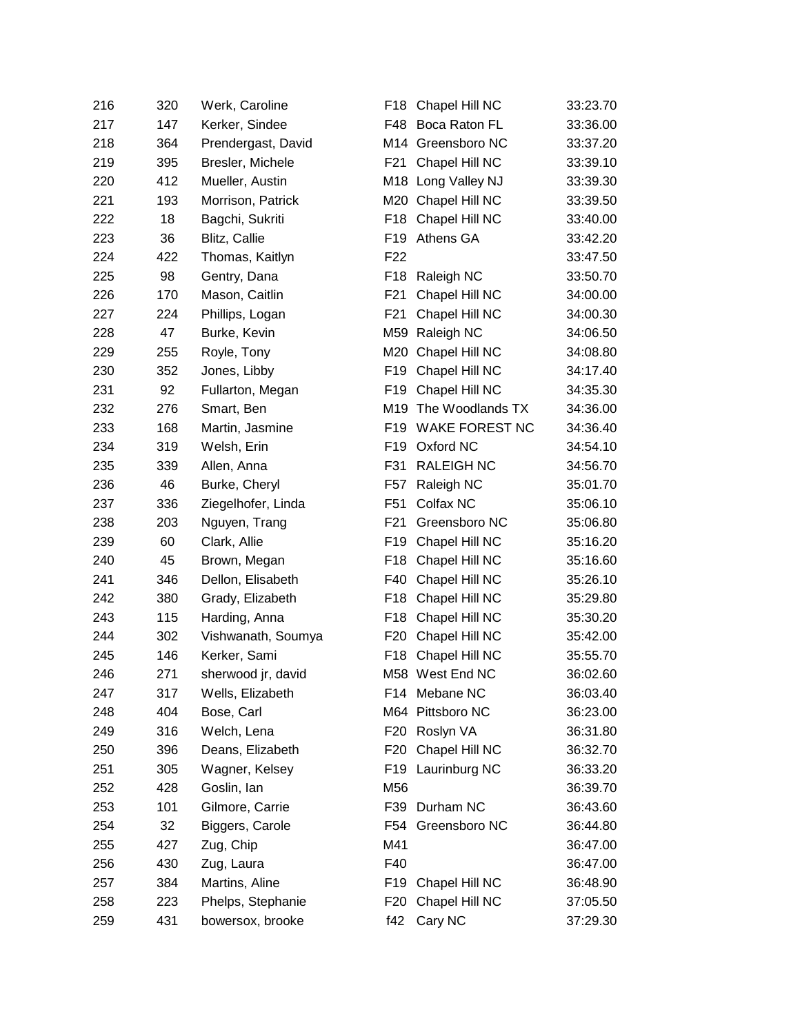| | | | | | |
|---|---|---|---|---|---|
| 216 | 320 | Werk, Caroline | F18 | Chapel Hill NC | 33:23.70 |
| 217 | 147 | Kerker, Sindee | F48 | Boca Raton FL | 33:36.00 |
| 218 | 364 | Prendergast, David | M14 | Greensboro NC | 33:37.20 |
| 219 | 395 | Bresler, Michele | F21 | Chapel Hill NC | 33:39.10 |
| 220 | 412 | Mueller, Austin | M18 | Long Valley NJ | 33:39.30 |
| 221 | 193 | Morrison, Patrick | M20 | Chapel Hill NC | 33:39.50 |
| 222 | 18 | Bagchi, Sukriti | F18 | Chapel Hill NC | 33:40.00 |
| 223 | 36 | Blitz, Callie | F19 | Athens GA | 33:42.20 |
| 224 | 422 | Thomas, Kaitlyn | F22 | | 33:47.50 |
| 225 | 98 | Gentry, Dana | F18 | Raleigh NC | 33:50.70 |
| 226 | 170 | Mason, Caitlin | F21 | Chapel Hill NC | 34:00.00 |
| 227 | 224 | Phillips, Logan | F21 | Chapel Hill NC | 34:00.30 |
| 228 | 47 | Burke, Kevin | M59 | Raleigh NC | 34:06.50 |
| 229 | 255 | Royle, Tony | M20 | Chapel Hill NC | 34:08.80 |
| 230 | 352 | Jones, Libby | F19 | Chapel Hill NC | 34:17.40 |
| 231 | 92 | Fullarton, Megan | F19 | Chapel Hill NC | 34:35.30 |
| 232 | 276 | Smart, Ben | M19 | The Woodlands TX | 34:36.00 |
| 233 | 168 | Martin, Jasmine | F19 | WAKE FOREST NC | 34:36.40 |
| 234 | 319 | Welsh, Erin | F19 | Oxford NC | 34:54.10 |
| 235 | 339 | Allen, Anna | F31 | RALEIGH NC | 34:56.70 |
| 236 | 46 | Burke, Cheryl | F57 | Raleigh NC | 35:01.70 |
| 237 | 336 | Ziegelhofer, Linda | F51 | Colfax NC | 35:06.10 |
| 238 | 203 | Nguyen, Trang | F21 | Greensboro NC | 35:06.80 |
| 239 | 60 | Clark, Allie | F19 | Chapel Hill NC | 35:16.20 |
| 240 | 45 | Brown, Megan | F18 | Chapel Hill NC | 35:16.60 |
| 241 | 346 | Dellon, Elisabeth | F40 | Chapel Hill NC | 35:26.10 |
| 242 | 380 | Grady, Elizabeth | F18 | Chapel Hill NC | 35:29.80 |
| 243 | 115 | Harding, Anna | F18 | Chapel Hill NC | 35:30.20 |
| 244 | 302 | Vishwanath, Soumya | F20 | Chapel Hill NC | 35:42.00 |
| 245 | 146 | Kerker, Sami | F18 | Chapel Hill NC | 35:55.70 |
| 246 | 271 | sherwood jr, david | M58 | West End NC | 36:02.60 |
| 247 | 317 | Wells, Elizabeth | F14 | Mebane NC | 36:03.40 |
| 248 | 404 | Bose, Carl | M64 | Pittsboro NC | 36:23.00 |
| 249 | 316 | Welch, Lena | F20 | Roslyn VA | 36:31.80 |
| 250 | 396 | Deans, Elizabeth | F20 | Chapel Hill NC | 36:32.70 |
| 251 | 305 | Wagner, Kelsey | F19 | Laurinburg NC | 36:33.20 |
| 252 | 428 | Goslin, Ian | M56 | | 36:39.70 |
| 253 | 101 | Gilmore, Carrie | F39 | Durham NC | 36:43.60 |
| 254 | 32 | Biggers, Carole | F54 | Greensboro NC | 36:44.80 |
| 255 | 427 | Zug, Chip | M41 | | 36:47.00 |
| 256 | 430 | Zug, Laura | F40 | | 36:47.00 |
| 257 | 384 | Martins, Aline | F19 | Chapel Hill NC | 36:48.90 |
| 258 | 223 | Phelps, Stephanie | F20 | Chapel Hill NC | 37:05.50 |
| 259 | 431 | bowersox, brooke | f42 | Cary NC | 37:29.30 |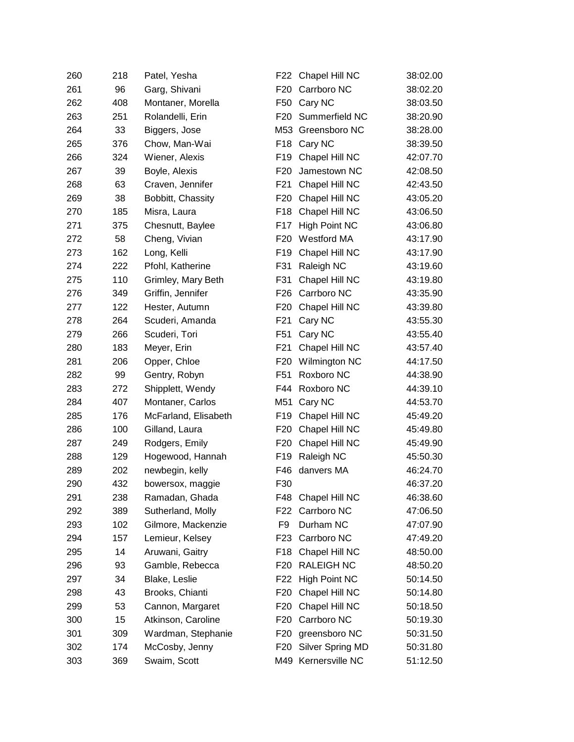| | | | | | |
|---|---|---|---|---|---|
| 260 | 218 | Patel, Yesha | F22 | Chapel Hill NC | 38:02.00 |
| 261 | 96 | Garg, Shivani | F20 | Carrboro NC | 38:02.20 |
| 262 | 408 | Montaner, Morella | F50 | Cary NC | 38:03.50 |
| 263 | 251 | Rolandelli, Erin | F20 | Summerfield NC | 38:20.90 |
| 264 | 33 | Biggers, Jose | M53 | Greensboro NC | 38:28.00 |
| 265 | 376 | Chow, Man-Wai | F18 | Cary NC | 38:39.50 |
| 266 | 324 | Wiener, Alexis | F19 | Chapel Hill NC | 42:07.70 |
| 267 | 39 | Boyle, Alexis | F20 | Jamestown NC | 42:08.50 |
| 268 | 63 | Craven, Jennifer | F21 | Chapel Hill NC | 42:43.50 |
| 269 | 38 | Bobbitt, Chassity | F20 | Chapel Hill NC | 43:05.20 |
| 270 | 185 | Misra, Laura | F18 | Chapel Hill NC | 43:06.50 |
| 271 | 375 | Chesnutt, Baylee | F17 | High Point NC | 43:06.80 |
| 272 | 58 | Cheng, Vivian | F20 | Westford MA | 43:17.90 |
| 273 | 162 | Long, Kelli | F19 | Chapel Hill NC | 43:17.90 |
| 274 | 222 | Pfohl, Katherine | F31 | Raleigh NC | 43:19.60 |
| 275 | 110 | Grimley, Mary Beth | F31 | Chapel Hill NC | 43:19.80 |
| 276 | 349 | Griffin, Jennifer | F26 | Carrboro NC | 43:35.90 |
| 277 | 122 | Hester, Autumn | F20 | Chapel Hill NC | 43:39.80 |
| 278 | 264 | Scuderi, Amanda | F21 | Cary NC | 43:55.30 |
| 279 | 266 | Scuderi, Tori | F51 | Cary NC | 43:55.40 |
| 280 | 183 | Meyer, Erin | F21 | Chapel Hill NC | 43:57.40 |
| 281 | 206 | Opper, Chloe | F20 | Wilmington NC | 44:17.50 |
| 282 | 99 | Gentry, Robyn | F51 | Roxboro NC | 44:38.90 |
| 283 | 272 | Shipplett, Wendy | F44 | Roxboro NC | 44:39.10 |
| 284 | 407 | Montaner, Carlos | M51 | Cary NC | 44:53.70 |
| 285 | 176 | McFarland, Elisabeth | F19 | Chapel Hill NC | 45:49.20 |
| 286 | 100 | Gilland, Laura | F20 | Chapel Hill NC | 45:49.80 |
| 287 | 249 | Rodgers, Emily | F20 | Chapel Hill NC | 45:49.90 |
| 288 | 129 | Hogewood, Hannah | F19 | Raleigh NC | 45:50.30 |
| 289 | 202 | newbegin, kelly | F46 | danvers MA | 46:24.70 |
| 290 | 432 | bowersox, maggie | F30 | | 46:37.20 |
| 291 | 238 | Ramadan, Ghada | F48 | Chapel Hill NC | 46:38.60 |
| 292 | 389 | Sutherland, Molly | F22 | Carrboro NC | 47:06.50 |
| 293 | 102 | Gilmore, Mackenzie | F9 | Durham NC | 47:07.90 |
| 294 | 157 | Lemieur, Kelsey | F23 | Carrboro NC | 47:49.20 |
| 295 | 14 | Aruwani, Gaitry | F18 | Chapel Hill NC | 48:50.00 |
| 296 | 93 | Gamble, Rebecca | F20 | RALEIGH NC | 48:50.20 |
| 297 | 34 | Blake, Leslie | F22 | High Point NC | 50:14.50 |
| 298 | 43 | Brooks, Chianti | F20 | Chapel Hill NC | 50:14.80 |
| 299 | 53 | Cannon, Margaret | F20 | Chapel Hill NC | 50:18.50 |
| 300 | 15 | Atkinson, Caroline | F20 | Carrboro NC | 50:19.30 |
| 301 | 309 | Wardman, Stephanie | F20 | greensboro NC | 50:31.50 |
| 302 | 174 | McCosby, Jenny | F20 | Silver Spring MD | 50:31.80 |
| 303 | 369 | Swaim, Scott | M49 | Kernersville NC | 51:12.50 |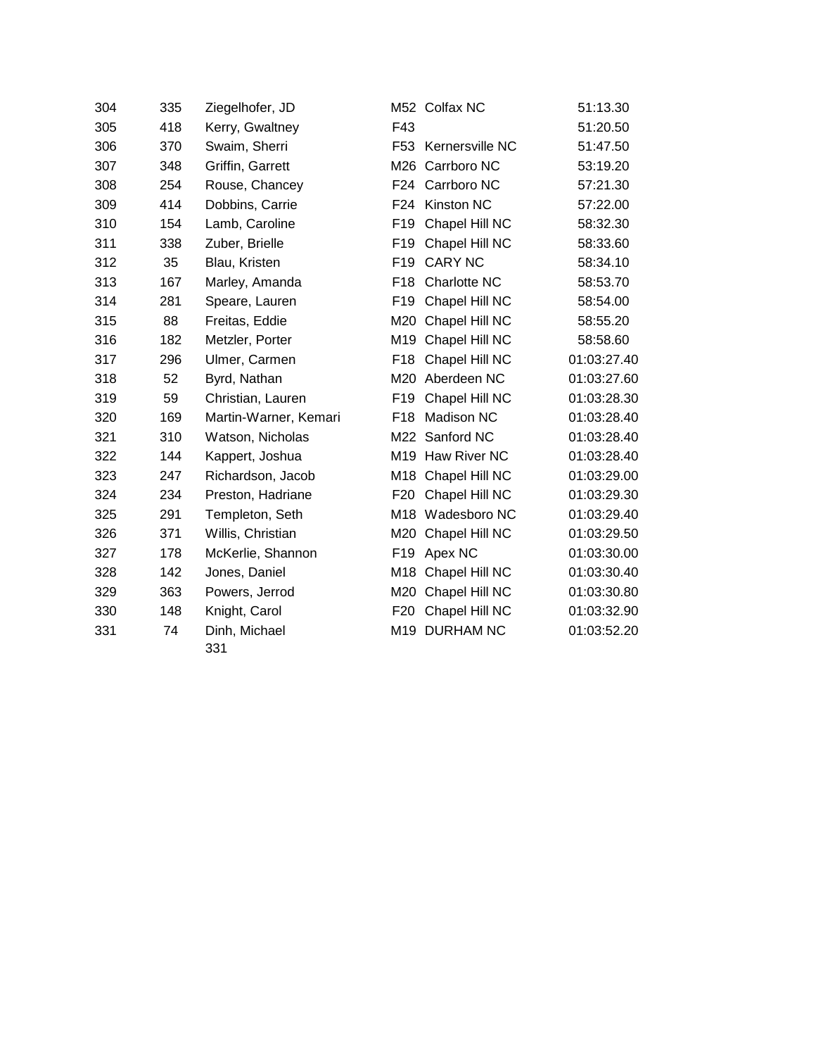| | | | | | |
|---|---|---|---|---|---|
| 304 | 335 | Ziegelhofer, JD | M52 | Colfax NC | 51:13.30 |
| 305 | 418 | Kerry, Gwaltney | F43 | | 51:20.50 |
| 306 | 370 | Swaim, Sherri | F53 | Kernersville NC | 51:47.50 |
| 307 | 348 | Griffin, Garrett | M26 | Carrboro NC | 53:19.20 |
| 308 | 254 | Rouse, Chancey | F24 | Carrboro NC | 57:21.30 |
| 309 | 414 | Dobbins, Carrie | F24 | Kinston NC | 57:22.00 |
| 310 | 154 | Lamb, Caroline | F19 | Chapel Hill NC | 58:32.30 |
| 311 | 338 | Zuber, Brielle | F19 | Chapel Hill NC | 58:33.60 |
| 312 | 35 | Blau, Kristen | F19 | CARY NC | 58:34.10 |
| 313 | 167 | Marley, Amanda | F18 | Charlotte NC | 58:53.70 |
| 314 | 281 | Speare, Lauren | F19 | Chapel Hill NC | 58:54.00 |
| 315 | 88 | Freitas, Eddie | M20 | Chapel Hill NC | 58:55.20 |
| 316 | 182 | Metzler, Porter | M19 | Chapel Hill NC | 58:58.60 |
| 317 | 296 | Ulmer, Carmen | F18 | Chapel Hill NC | 01:03:27.40 |
| 318 | 52 | Byrd, Nathan | M20 | Aberdeen NC | 01:03:27.60 |
| 319 | 59 | Christian, Lauren | F19 | Chapel Hill NC | 01:03:28.30 |
| 320 | 169 | Martin-Warner, Kemari | F18 | Madison NC | 01:03:28.40 |
| 321 | 310 | Watson, Nicholas | M22 | Sanford NC | 01:03:28.40 |
| 322 | 144 | Kappert, Joshua | M19 | Haw River NC | 01:03:28.40 |
| 323 | 247 | Richardson, Jacob | M18 | Chapel Hill NC | 01:03:29.00 |
| 324 | 234 | Preston, Hadriane | F20 | Chapel Hill NC | 01:03:29.30 |
| 325 | 291 | Templeton, Seth | M18 | Wadesboro NC | 01:03:29.40 |
| 326 | 371 | Willis, Christian | M20 | Chapel Hill NC | 01:03:29.50 |
| 327 | 178 | McKerlie, Shannon | F19 | Apex NC | 01:03:30.00 |
| 328 | 142 | Jones, Daniel | M18 | Chapel Hill NC | 01:03:30.40 |
| 329 | 363 | Powers, Jerrod | M20 | Chapel Hill NC | 01:03:30.80 |
| 330 | 148 | Knight, Carol | F20 | Chapel Hill NC | 01:03:32.90 |
| 331 | 74 | Dinh, Michael | M19 | DURHAM NC | 01:03:52.20 |
| | | 331 | | | |